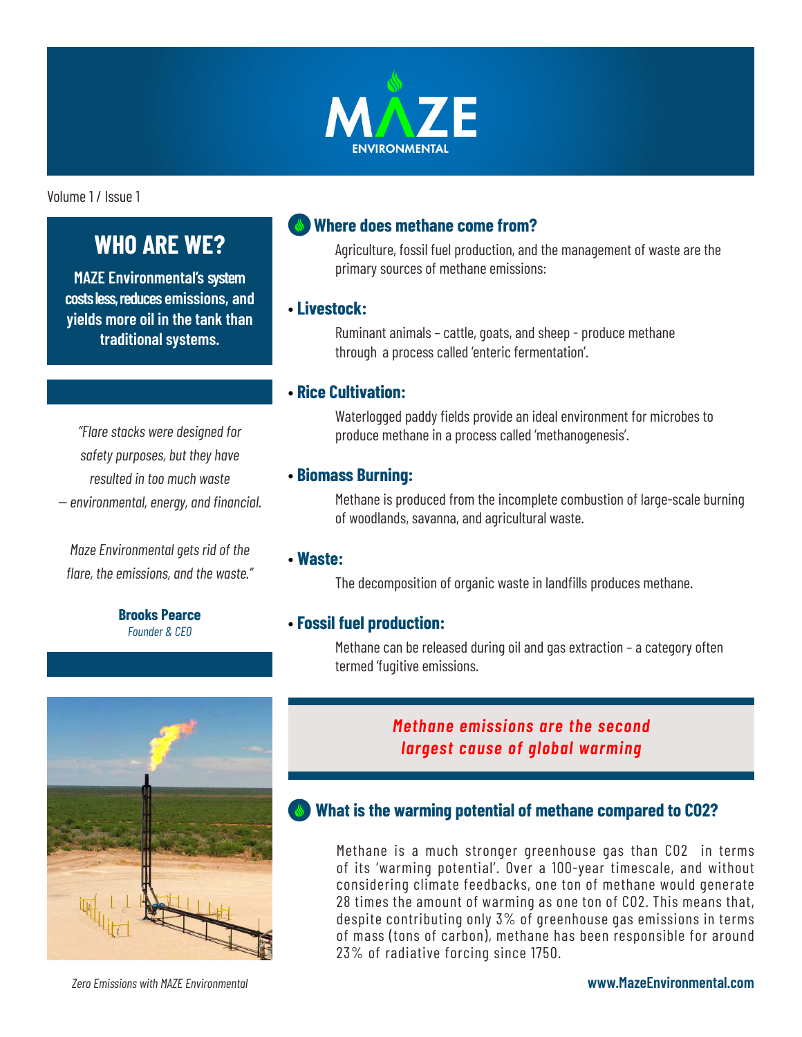# MAZE ENVIRONMENTAL

Volume 1 / Issue 1

## WHO ARE WE?

**MAZE Environmental's system costs less, reduces emissions, and yields more oil in the tank than traditional systems.**

*"Flare stacks were designed for safety purposes, but they have resulted in too much waste — environmental, energy, and financial.*

*Maze Environmental gets rid of the flare, the emissions, and the waste."*

**Brooks Pearce**
*Founder & CEO*

## Where does methane come from?

Agriculture, fossil fuel production, and the management of waste are the primary sources of methane emissions:

- **Livestock:**

  Ruminant animals – cattle, goats, and sheep - produce methane through a process called 'enteric fermentation'.

- **Rice Cultivation:**

  Waterlogged paddy fields provide an ideal environment for microbes to produce methane in a process called 'methanogenesis'.

- **Biomass Burning:**

  Methane is produced from the incomplete combustion of large-scale burning of woodlands, savanna, and agricultural waste.

- **Waste:**

  The decomposition of organic waste in landfills produces methane.

- **Fossil fuel production:**

  Methane can be released during oil and gas extraction – a category often termed 'fugitive emissions.

***Methane emissions are the second largest cause of global warming***

## What is the warming potential of methane compared to CO2?

Methane is a much stronger greenhouse gas than $CO_2$ in terms of its 'warming potential'. Over a 100-year timescale, and without considering climate feedbacks, one ton of methane would generate 28 times the amount of warming as one ton of $CO_2$. This means that, despite contributing only 3% of greenhouse gas emissions in terms of mass (tons of carbon), methane has been responsible for around 23% of radiative forcing since 1750.

*Zero Emissions with MAZE Environmental*

**www.MazeEnvironmental.com**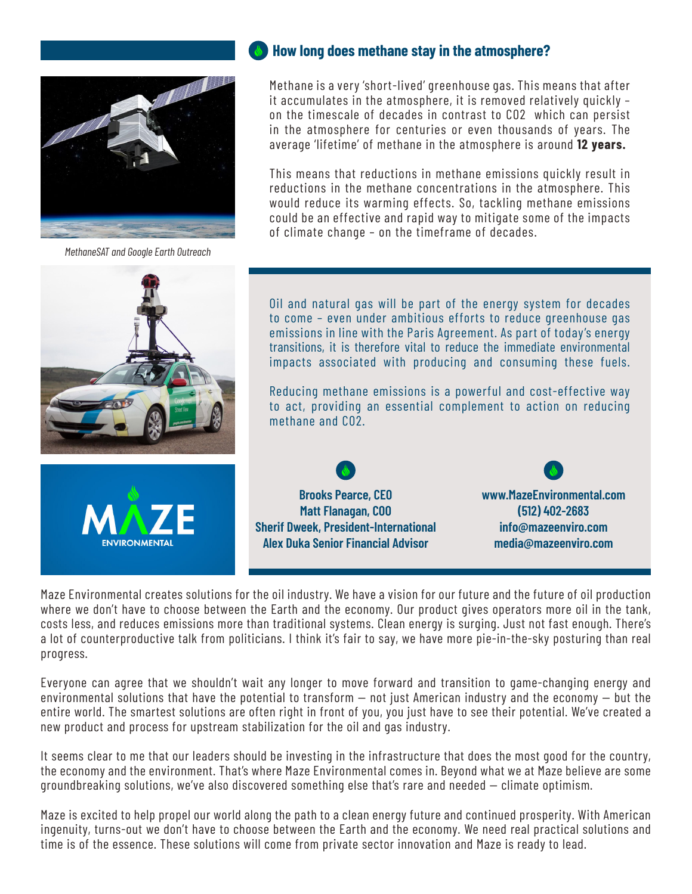## How long does methane stay in the atmosphere?

Methane is a very 'short-lived' greenhouse gas. This means that after it accumulates in the atmosphere, it is removed relatively quickly – on the timescale of decades in contrast to $CO_2$ which can persist in the atmosphere for centuries or even thousands of years. The average 'lifetime' of methane in the atmosphere is around **12 years.**

This means that reductions in methane emissions quickly result in reductions in the methane concentrations in the atmosphere. This would reduce its warming effects. So, tackling methane emissions could be an effective and rapid way to mitigate some of the impacts of climate change – on the timeframe of decades.

*MethaneSAT and Google Earth Outreach*

Oil and natural gas will be part of the energy system for decades to come – even under ambitious efforts to reduce greenhouse gas emissions in line with the Paris Agreement. As part of today's energy transitions, it is therefore vital to reduce the immediate environmental impacts associated with producing and consuming these fuels.

Reducing methane emissions is a powerful and cost-effective way to act, providing an essential complement to action on reducing methane and $CO_2$.

MAZE ENVIRONMENTAL

**Brooks Pearce, CEO**
**Matt Flanagan, COO**
**Sherif Dweek, President-International**
**Alex Duka Senior Financial Advisor**

**www.MazeEnvironmental.com**
**(512) 402-2683**
**info@mazeenviro.com**
**media@mazeenviro.com**

Maze Environmental creates solutions for the oil industry. We have a vision for our future and the future of oil production where we don't have to choose between the Earth and the economy. Our product gives operators more oil in the tank, costs less, and reduces emissions more than traditional systems. Clean energy is surging. Just not fast enough. There's a lot of counterproductive talk from politicians. I think it's fair to say, we have more pie-in-the-sky posturing than real progress.

Everyone can agree that we shouldn't wait any longer to move forward and transition to game-changing energy and environmental solutions that have the potential to transform — not just American industry and the economy — but the entire world. The smartest solutions are often right in front of you, you just have to see their potential. We've created a new product and process for upstream stabilization for the oil and gas industry.

It seems clear to me that our leaders should be investing in the infrastructure that does the most good for the country, the economy and the environment. That's where Maze Environmental comes in. Beyond what we at Maze believe are some groundbreaking solutions, we've also discovered something else that's rare and needed — climate optimism.

Maze is excited to help propel our world along the path to a clean energy future and continued prosperity. With American ingenuity, turns-out we don't have to choose between the Earth and the economy. We need real practical solutions and time is of the essence. These solutions will come from private sector innovation and Maze is ready to lead.